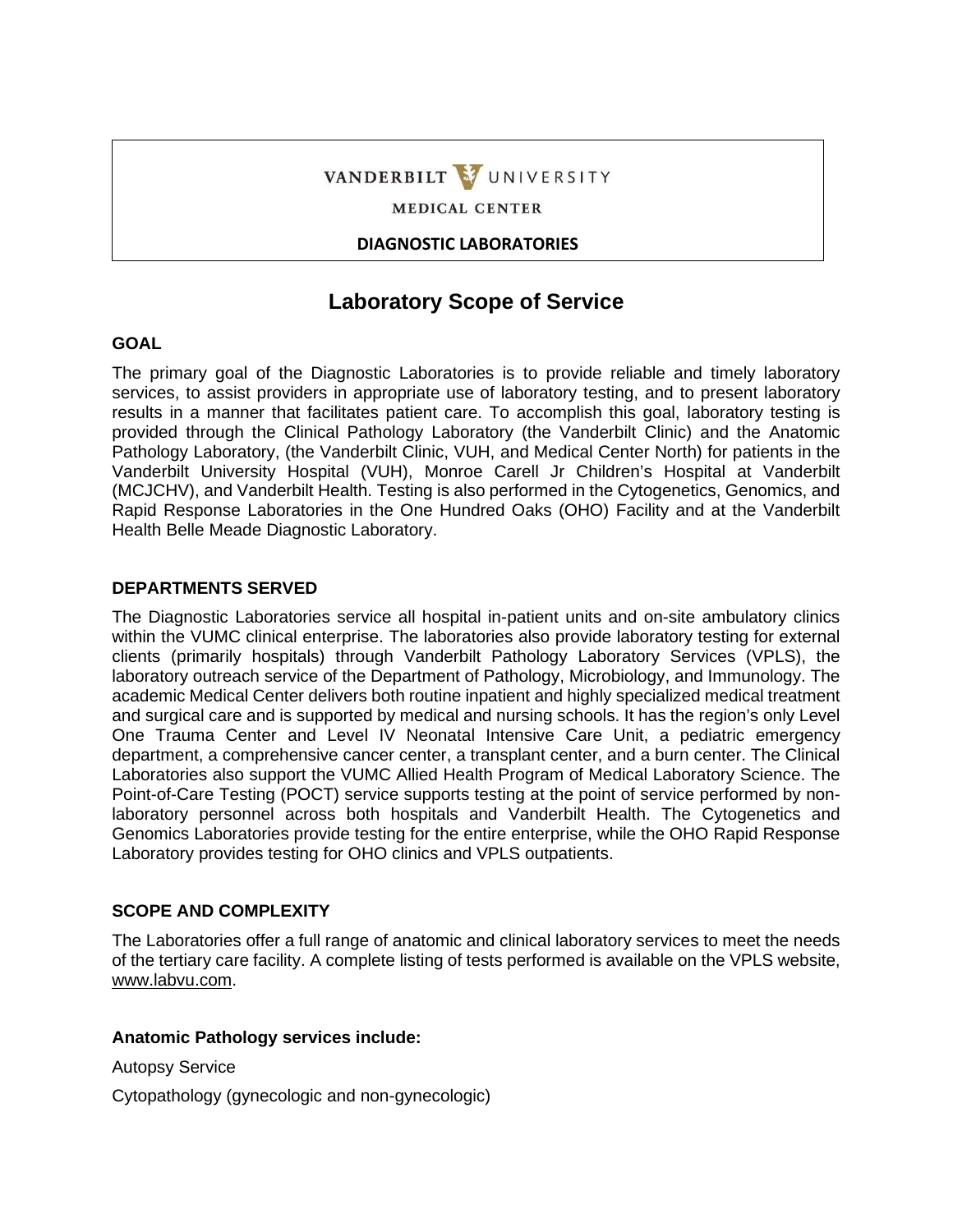VANDERBILT UNIVERSITY

MEDICAL CENTER

**DIAGNOSTIC LABORATORIES**

# Laboratory Scope of Service

## GOAL

The primary goal of the Diagnostic Laboratories is to provide reliable and timely laboratory services, to assist providers in appropriate use of laboratory testing, and to present laboratory results in a manner that facilitates patient care. To accomplish this goal, laboratory testing is provided through the Clinical Pathology Laboratory (the Vanderbilt Clinic) and the Anatomic Pathology Laboratory, (the Vanderbilt Clinic, VUH, and Medical Center North) for patients in the Vanderbilt University Hospital (VUH), Monroe Carell Jr Children's Hospital at Vanderbilt (MCJCHV), and Vanderbilt Health. Testing is also performed in the Cytogenetics, Genomics, and Rapid Response Laboratories in the One Hundred Oaks (OHO) Facility and at the Vanderbilt Health Belle Meade Diagnostic Laboratory.

## DEPARTMENTS SERVED

The Diagnostic Laboratories service all hospital in-patient units and on-site ambulatory clinics within the VUMC clinical enterprise. The laboratories also provide laboratory testing for external clients (primarily hospitals) through Vanderbilt Pathology Laboratory Services (VPLS), the laboratory outreach service of the Department of Pathology, Microbiology, and Immunology. The academic Medical Center delivers both routine inpatient and highly specialized medical treatment and surgical care and is supported by medical and nursing schools. It has the region's only Level One Trauma Center and Level IV Neonatal Intensive Care Unit, a pediatric emergency department, a comprehensive cancer center, a transplant center, and a burn center. The Clinical Laboratories also support the VUMC Allied Health Program of Medical Laboratory Science. The Point-of-Care Testing (POCT) service supports testing at the point of service performed by non-laboratory personnel across both hospitals and Vanderbilt Health. The Cytogenetics and Genomics Laboratories provide testing for the entire enterprise, while the OHO Rapid Response Laboratory provides testing for OHO clinics and VPLS outpatients.

## SCOPE AND COMPLEXITY

The Laboratories offer a full range of anatomic and clinical laboratory services to meet the needs of the tertiary care facility. A complete listing of tests performed is available on the VPLS website, www.labvu.com.

### Anatomic Pathology services include:

Autopsy Service

Cytopathology (gynecologic and non-gynecologic)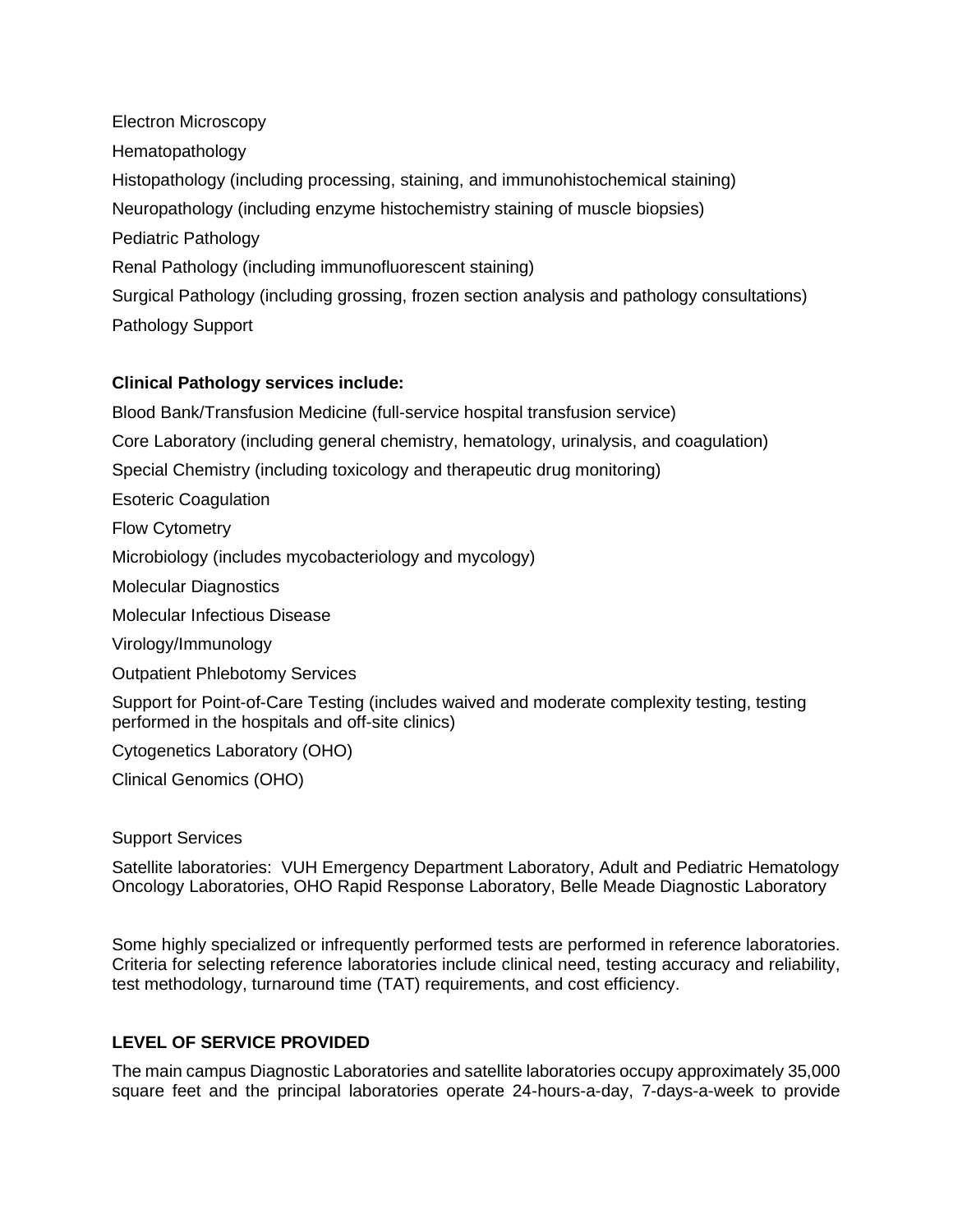Electron Microscopy

Hematopathology

Histopathology (including processing, staining, and immunohistochemical staining)

Neuropathology (including enzyme histochemistry staining of muscle biopsies)

Pediatric Pathology

Renal Pathology (including immunofluorescent staining)

Surgical Pathology (including grossing, frozen section analysis and pathology consultations)

Pathology Support

**Clinical Pathology services include:**

Blood Bank/Transfusion Medicine (full-service hospital transfusion service)

Core Laboratory (including general chemistry, hematology, urinalysis, and coagulation)

Special Chemistry (including toxicology and therapeutic drug monitoring)

Esoteric Coagulation

Flow Cytometry

Microbiology (includes mycobacteriology and mycology)

Molecular Diagnostics

Molecular Infectious Disease

Virology/Immunology

Outpatient Phlebotomy Services

Support for Point-of-Care Testing (includes waived and moderate complexity testing, testing performed in the hospitals and off-site clinics)

Cytogenetics Laboratory (OHO)

Clinical Genomics (OHO)

Support Services

Satellite laboratories: VUH Emergency Department Laboratory, Adult and Pediatric Hematology Oncology Laboratories, OHO Rapid Response Laboratory, Belle Meade Diagnostic Laboratory

Some highly specialized or infrequently performed tests are performed in reference laboratories. Criteria for selecting reference laboratories include clinical need, testing accuracy and reliability, test methodology, turnaround time (TAT) requirements, and cost efficiency.

**LEVEL OF SERVICE PROVIDED**

The main campus Diagnostic Laboratories and satellite laboratories occupy approximately 35,000 square feet and the principal laboratories operate 24-hours-a-day, 7-days-a-week to provide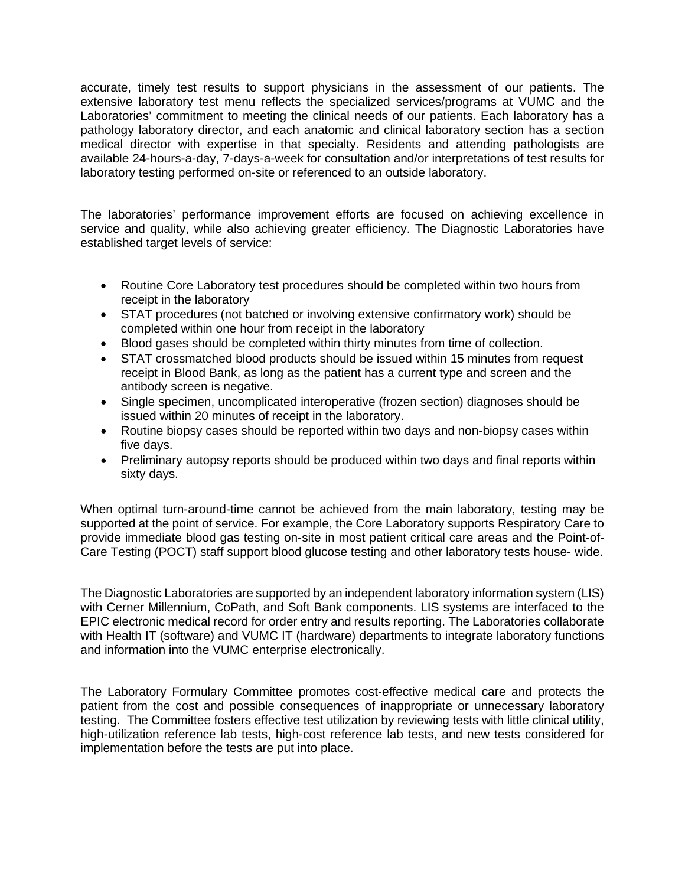accurate, timely test results to support physicians in the assessment of our patients. The extensive laboratory test menu reflects the specialized services/programs at VUMC and the Laboratories' commitment to meeting the clinical needs of our patients. Each laboratory has a pathology laboratory director, and each anatomic and clinical laboratory section has a section medical director with expertise in that specialty. Residents and attending pathologists are available 24-hours-a-day, 7-days-a-week for consultation and/or interpretations of test results for laboratory testing performed on-site or referenced to an outside laboratory.

The laboratories' performance improvement efforts are focused on achieving excellence in service and quality, while also achieving greater efficiency. The Diagnostic Laboratories have established target levels of service:

- Routine Core Laboratory test procedures should be completed within two hours from receipt in the laboratory
- STAT procedures (not batched or involving extensive confirmatory work) should be completed within one hour from receipt in the laboratory
- Blood gases should be completed within thirty minutes from time of collection.
- STAT crossmatched blood products should be issued within 15 minutes from request receipt in Blood Bank, as long as the patient has a current type and screen and the antibody screen is negative.
- Single specimen, uncomplicated interoperative (frozen section) diagnoses should be issued within 20 minutes of receipt in the laboratory.
- Routine biopsy cases should be reported within two days and non-biopsy cases within five days.
- Preliminary autopsy reports should be produced within two days and final reports within sixty days.

When optimal turn-around-time cannot be achieved from the main laboratory, testing may be supported at the point of service. For example, the Core Laboratory supports Respiratory Care to provide immediate blood gas testing on-site in most patient critical care areas and the Point-of-Care Testing (POCT) staff support blood glucose testing and other laboratory tests house- wide.

The Diagnostic Laboratories are supported by an independent laboratory information system (LIS) with Cerner Millennium, CoPath, and Soft Bank components. LIS systems are interfaced to the EPIC electronic medical record for order entry and results reporting. The Laboratories collaborate with Health IT (software) and VUMC IT (hardware) departments to integrate laboratory functions and information into the VUMC enterprise electronically.

The Laboratory Formulary Committee promotes cost-effective medical care and protects the patient from the cost and possible consequences of inappropriate or unnecessary laboratory testing. The Committee fosters effective test utilization by reviewing tests with little clinical utility, high-utilization reference lab tests, high-cost reference lab tests, and new tests considered for implementation before the tests are put into place.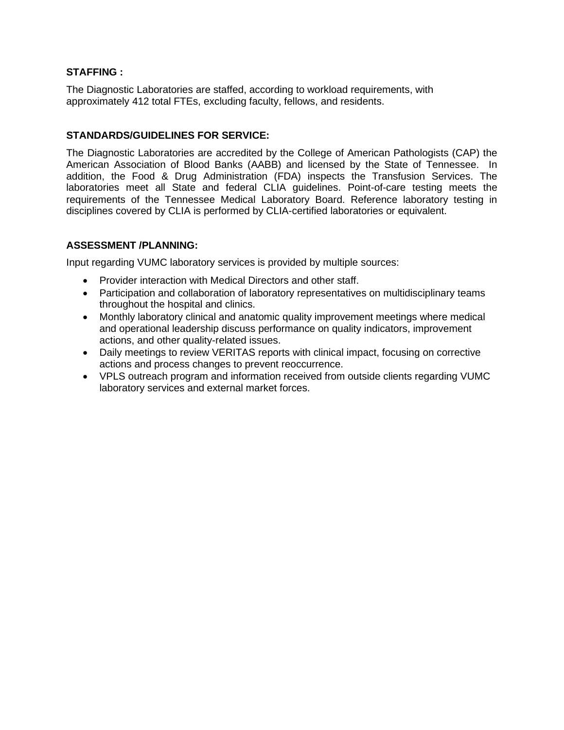**STAFFING :**

The Diagnostic Laboratories are staffed, according to workload requirements, with approximately 412 total FTEs, excluding faculty, fellows, and residents.

**STANDARDS/GUIDELINES FOR SERVICE:**

The Diagnostic Laboratories are accredited by the College of American Pathologists (CAP) the American Association of Blood Banks (AABB) and licensed by the State of Tennessee. In addition, the Food & Drug Administration (FDA) inspects the Transfusion Services. The laboratories meet all State and federal CLIA guidelines. Point-of-care testing meets the requirements of the Tennessee Medical Laboratory Board. Reference laboratory testing in disciplines covered by CLIA is performed by CLIA-certified laboratories or equivalent.

**ASSESSMENT /PLANNING:**

Input regarding VUMC laboratory services is provided by multiple sources:

- Provider interaction with Medical Directors and other staff.
- Participation and collaboration of laboratory representatives on multidisciplinary teams throughout the hospital and clinics.
- Monthly laboratory clinical and anatomic quality improvement meetings where medical and operational leadership discuss performance on quality indicators, improvement actions, and other quality-related issues.
- Daily meetings to review VERITAS reports with clinical impact, focusing on corrective actions and process changes to prevent reoccurrence.
- VPLS outreach program and information received from outside clients regarding VUMC laboratory services and external market forces.